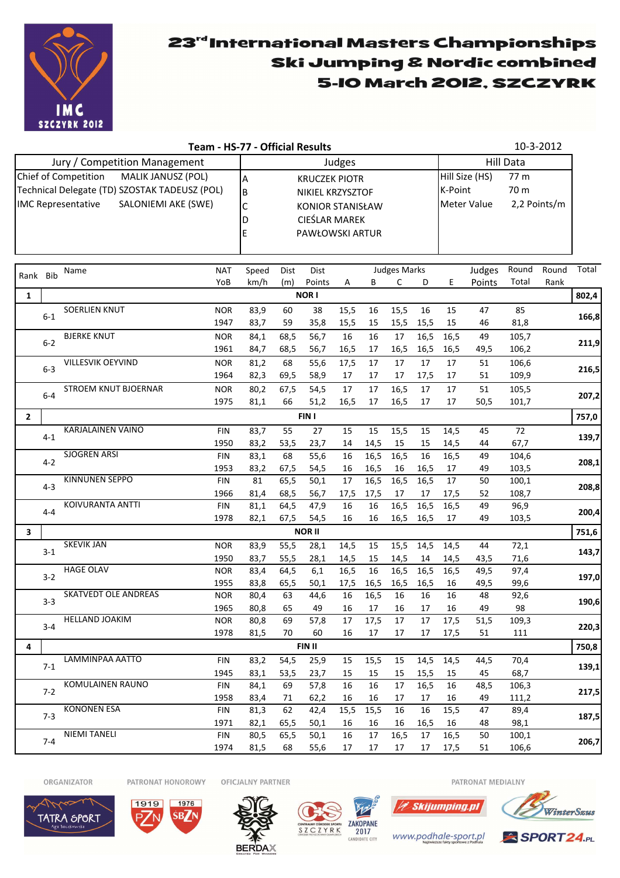# 23rd International Masters Championships
## Ski Jumping & Nordic combined
## 5-10 March 2012, SZCZYRK

**Team - HS-77 - Official Results** 10-3-2012

| Jury / Competition Management | | Judges | | Hill Data | |
|---|---|---|---|---|---|
| Chief of Competition | MALIK JANUSZ (POL) | A | KRUCZEK PIOTR | Hill Size (HS) | 77 m |
| Technical Delegate (TD) | SZOSTAK TADEUSZ (POL) | B | NIKIEL KRZYSZTOF | K-Point | 70 m |
| IMC Representative | SALONIEMI AKE (SWE) | C | KONIOR STANISŁAW | Meter Value | 2,2 Points/m |
| | | D | CIEŚLAR MAREK | | |
| | | E | PAWŁOWSKI ARTUR | | |

| Rank | Bib | Name | NAT YoB | Speed km/h | Dist (m) | Dist Points | A | B | C | D | E | Judges Points | Round Total | Round Rank | Total |
|---|---|---|---|---|---|---|---|---|---|---|---|---|---|---|---|
| **1** | | **NOR I** | | | | | | | | | | | | | **802,4** |
| | 6-1 | SOERLIEN KNUT | NOR | 83,9 | 60 | 38 | 15,5 | 16 | 15,5 | 16 | 15 | 47 | 85 | | 166,8 |
| | | | 1947 | 83,7 | 59 | 35,8 | 15,5 | 15 | 15,5 | 15,5 | 15 | 46 | 81,8 | | |
| | 6-2 | BJERKE KNUT | NOR | 84,1 | 68,5 | 56,7 | 16 | 16 | 17 | 16,5 | 16,5 | 49 | 105,7 | | 211,9 |
| | | | 1961 | 84,7 | 68,5 | 56,7 | 16,5 | 17 | 16,5 | 16,5 | 16,5 | 49,5 | 106,2 | | |
| | 6-3 | VILLESVIK OEYVIND | NOR | 81,2 | 68 | 55,6 | 17,5 | 17 | 17 | 17 | 17 | 51 | 106,6 | | 216,5 |
| | | | 1964 | 82,3 | 69,5 | 58,9 | 17 | 17 | 17 | 17,5 | 17 | 51 | 109,9 | | |
| | 6-4 | STROEM KNUT BJOERNAR | NOR | 80,2 | 67,5 | 54,5 | 17 | 17 | 16,5 | 17 | 17 | 51 | 105,5 | | 207,2 |
| | | | 1975 | 81,1 | 66 | 51,2 | 16,5 | 17 | 16,5 | 17 | 17 | 50,5 | 101,7 | | |
| **2** | | **FIN I** | | | | | | | | | | | | | **757,0** |
| | 4-1 | KARJALAINEN VAINO | FIN | 83,7 | 55 | 27 | 15 | 15 | 15,5 | 15 | 14,5 | 45 | 72 | | 139,7 |
| | | | 1950 | 83,2 | 53,5 | 23,7 | 14 | 14,5 | 15 | 15 | 14,5 | 44 | 67,7 | | |
| | 4-2 | SJOGREN ARSI | FIN | 83,1 | 68 | 55,6 | 16 | 16,5 | 16,5 | 16 | 16,5 | 49 | 104,6 | | 208,1 |
| | | | 1953 | 83,2 | 67,5 | 54,5 | 16 | 16,5 | 16 | 16,5 | 17 | 49 | 103,5 | | |
| | 4-3 | KINNUNEN SEPPO | FIN | 81 | 65,5 | 50,1 | 17 | 16,5 | 16,5 | 16,5 | 17 | 50 | 100,1 | | 208,8 |
| | | | 1966 | 81,4 | 68,5 | 56,7 | 17,5 | 17,5 | 17 | 17 | 17,5 | 52 | 108,7 | | |
| | 4-4 | KOIVURANTA ANTTI | FIN | 81,1 | 64,5 | 47,9 | 16 | 16 | 16,5 | 16,5 | 16,5 | 49 | 96,9 | | 200,4 |
| | | | 1978 | 82,1 | 67,5 | 54,5 | 16 | 16 | 16,5 | 16,5 | 17 | 49 | 103,5 | | |
| **3** | | **NOR II** | | | | | | | | | | | | | **751,6** |
| | 3-1 | SKEVIK JAN | NOR | 83,9 | 55,5 | 28,1 | 14,5 | 15 | 15,5 | 14,5 | 14,5 | 44 | 72,1 | | 143,7 |
| | | | 1950 | 83,7 | 55,5 | 28,1 | 14,5 | 15 | 14,5 | 14 | 14,5 | 43,5 | 71,6 | | |
| | 3-2 | HAGE OLAV | NOR | 83,4 | 64,5 | 6,1 | 16,5 | 16 | 16,5 | 16,5 | 16,5 | 49,5 | 97,4 | | 197,0 |
| | | | 1955 | 83,8 | 65,5 | 50,1 | 17,5 | 16,5 | 16,5 | 16,5 | 16 | 49,5 | 99,6 | | |
| | 3-3 | SKATVEDT OLE ANDREAS | NOR | 80,4 | 63 | 44,6 | 16 | 16,5 | 16 | 16 | 16 | 48 | 92,6 | | 190,6 |
| | | | 1965 | 80,8 | 65 | 49 | 16 | 17 | 16 | 17 | 16 | 49 | 98 | | |
| | 3-4 | HELLAND JOAKIM | NOR | 80,8 | 69 | 57,8 | 17 | 17,5 | 17 | 17 | 17,5 | 51,5 | 109,3 | | 220,3 |
| | | | 1978 | 81,5 | 70 | 60 | 16 | 17 | 17 | 17 | 17,5 | 51 | 111 | | |
| **4** | | **FIN II** | | | | | | | | | | | | | **750,8** |
| | 7-1 | LAMMINPAA AATTO | FIN | 83,2 | 54,5 | 25,9 | 15 | 15,5 | 15 | 14,5 | 14,5 | 44,5 | 70,4 | | 139,1 |
| | | | 1945 | 83,1 | 53,5 | 23,7 | 15 | 15 | 15 | 15,5 | 15 | 45 | 68,7 | | |
| | 7-2 | KOMULAINEN RAUNO | FIN | 84,1 | 69 | 57,8 | 16 | 16 | 17 | 16,5 | 16 | 48,5 | 106,3 | | 217,5 |
| | | | 1958 | 83,4 | 71 | 62,2 | 16 | 16 | 17 | 17 | 16 | 49 | 111,2 | | |
| | 7-3 | KONONEN ESA | FIN | 81,3 | 62 | 42,4 | 15,5 | 15,5 | 16 | 16 | 15,5 | 47 | 89,4 | | 187,5 |
| | | | 1971 | 82,1 | 65,5 | 50,1 | 16 | 16 | 16 | 16,5 | 16 | 48 | 98,1 | | |
| | 7-4 | NIEMI TANELI | FIN | 80,5 | 65,5 | 50,1 | 16 | 17 | 16,5 | 17 | 16,5 | 50 | 100,1 | | 206,7 |
| | | | 1974 | 81,5 | 68 | 55,6 | 17 | 17 | 17 | 17 | 17,5 | 51 | 106,6 | | |

ORGANIZATOR PATRONAT HONOROWY OFICJALNY PARTNER PATRONAT MEDIALNY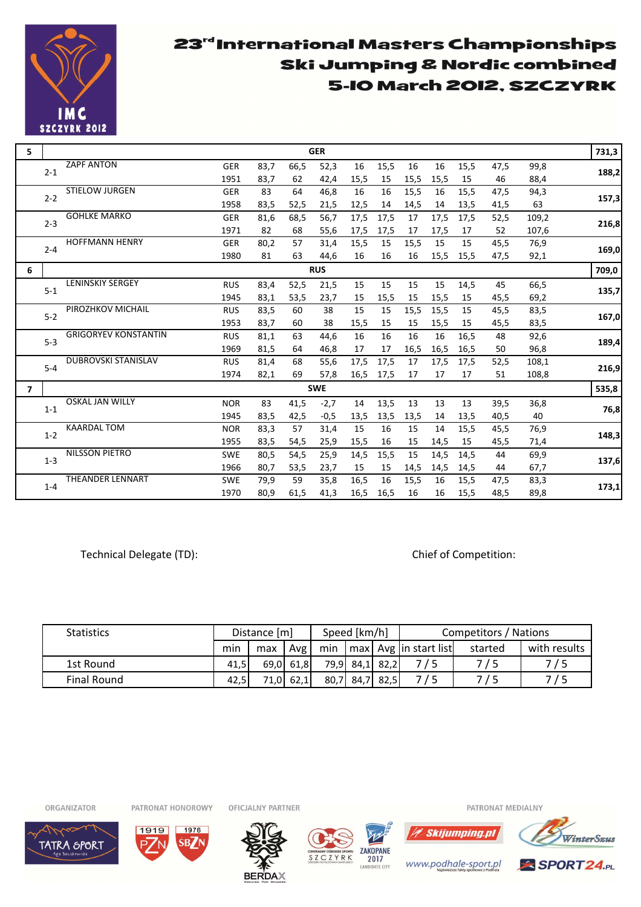# 23rd International Masters Championships
## Ski Jumping & Nordic combined
## 5-10 March 2012, SZCZYRK

| | | | | | | | | | | | | | | |
|---|---|---|---|---|---|---|---|---|---|---|---|---|---|---|
| **5** | | | | | | **GER** | | | | | | | | **731,3** |
| | 2-1 | ZAPF ANTON | GER | 83,7 | 66,5 | 52,3 | 16 | 15,5 | 16 | 16 | 15,5 | 47,5 | 99,8 | **188,2** |
| | | | 1951 | 83,7 | 62 | 42,4 | 15,5 | 15 | 15,5 | 15,5 | 15 | 46 | 88,4 | |
| | 2-2 | STIELOW JURGEN | GER | 83 | 64 | 46,8 | 16 | 16 | 15,5 | 16 | 15,5 | 47,5 | 94,3 | **157,3** |
| | | | 1958 | 83,5 | 52,5 | 21,5 | 12,5 | 14 | 14,5 | 14 | 13,5 | 41,5 | 63 | |
| | 2-3 | GOHLKE MARKO | GER | 81,6 | 68,5 | 56,7 | 17,5 | 17,5 | 17 | 17,5 | 17,5 | 52,5 | 109,2 | **216,8** |
| | | | 1971 | 82 | 68 | 55,6 | 17,5 | 17,5 | 17 | 17,5 | 17 | 52 | 107,6 | |
| | 2-4 | HOFFMANN HENRY | GER | 80,2 | 57 | 31,4 | 15,5 | 15 | 15,5 | 15 | 15 | 45,5 | 76,9 | **169,0** |
| | | | 1980 | 81 | 63 | 44,6 | 16 | 16 | 16 | 15,5 | 15,5 | 47,5 | 92,1 | |
| **6** | | | | | | **RUS** | | | | | | | | **709,0** |
| | 5-1 | LENINSKIY SERGEY | RUS | 83,4 | 52,5 | 21,5 | 15 | 15 | 15 | 15 | 14,5 | 45 | 66,5 | **135,7** |
| | | | 1945 | 83,1 | 53,5 | 23,7 | 15 | 15,5 | 15 | 15,5 | 15 | 45,5 | 69,2 | |
| | 5-2 | PIROZHKOV MICHAIL | RUS | 83,5 | 60 | 38 | 15 | 15 | 15,5 | 15,5 | 15 | 45,5 | 83,5 | **167,0** |
| | | | 1953 | 83,7 | 60 | 38 | 15,5 | 15 | 15 | 15,5 | 15 | 45,5 | 83,5 | |
| | 5-3 | GRIGORYEV KONSTANTIN | RUS | 81,1 | 63 | 44,6 | 16 | 16 | 16 | 16 | 16,5 | 48 | 92,6 | **189,4** |
| | | | 1969 | 81,5 | 64 | 46,8 | 17 | 17 | 16,5 | 16,5 | 16,5 | 50 | 96,8 | |
| | 5-4 | DUBROVSKI STANISLAV | RUS | 81,4 | 68 | 55,6 | 17,5 | 17,5 | 17 | 17,5 | 17,5 | 52,5 | 108,1 | **216,9** |
| | | | 1974 | 82,1 | 69 | 57,8 | 16,5 | 17,5 | 17 | 17 | 17 | 51 | 108,8 | |
| **7** | | | | | | **SWE** | | | | | | | | **535,8** |
| | 1-1 | OSKAL JAN WILLY | NOR | 83 | 41,5 | -2,7 | 14 | 13,5 | 13 | 13 | 13 | 39,5 | 36,8 | **76,8** |
| | | | 1945 | 83,5 | 42,5 | -0,5 | 13,5 | 13,5 | 13,5 | 14 | 13,5 | 40,5 | 40 | |
| | 1-2 | KAARDAL TOM | NOR | 83,3 | 57 | 31,4 | 15 | 16 | 15 | 14 | 15,5 | 45,5 | 76,9 | **148,3** |
| | | | 1955 | 83,5 | 54,5 | 25,9 | 15,5 | 16 | 15 | 14,5 | 15 | 45,5 | 71,4 | |
| | 1-3 | NILSSON PIETRO | SWE | 80,5 | 54,5 | 25,9 | 14,5 | 15,5 | 15 | 14,5 | 14,5 | 44 | 69,9 | **137,6** |
| | | | 1966 | 80,7 | 53,5 | 23,7 | 15 | 15 | 14,5 | 14,5 | 14,5 | 44 | 67,7 | |
| | 1-4 | THEANDER LENNART | SWE | 79,9 | 59 | 35,8 | 16,5 | 16 | 15,5 | 16 | 15,5 | 47,5 | 83,3 | **173,1** |
| | | | 1970 | 80,9 | 61,5 | 41,3 | 16,5 | 16,5 | 16 | 16 | 15,5 | 48,5 | 89,8 | |

Technical Delegate (TD):

Chief of Competition:

| Statistics | Distance [m] | | | Speed [km/h] | | | Competitors / Nations | | |
|---|---|---|---|---|---|---|---|---|---|
| | min | max | Avg | min | max | Avg | in start list | started | with results |
| 1st Round | 41,5 | 69,0 | 61,8 | 79,9 | 84,1 | 82,2 | 7 / 5 | 7 / 5 | 7 / 5 |
| Final Round | 42,5 | 71,0 | 62,1 | 80,7 | 84,7 | 82,5 | 7 / 5 | 7 / 5 | 7 / 5 |

ORGANIZATOR

PATRONAT HONOROWY

OFICJALNY PARTNER

PATRONAT MEDIALNY